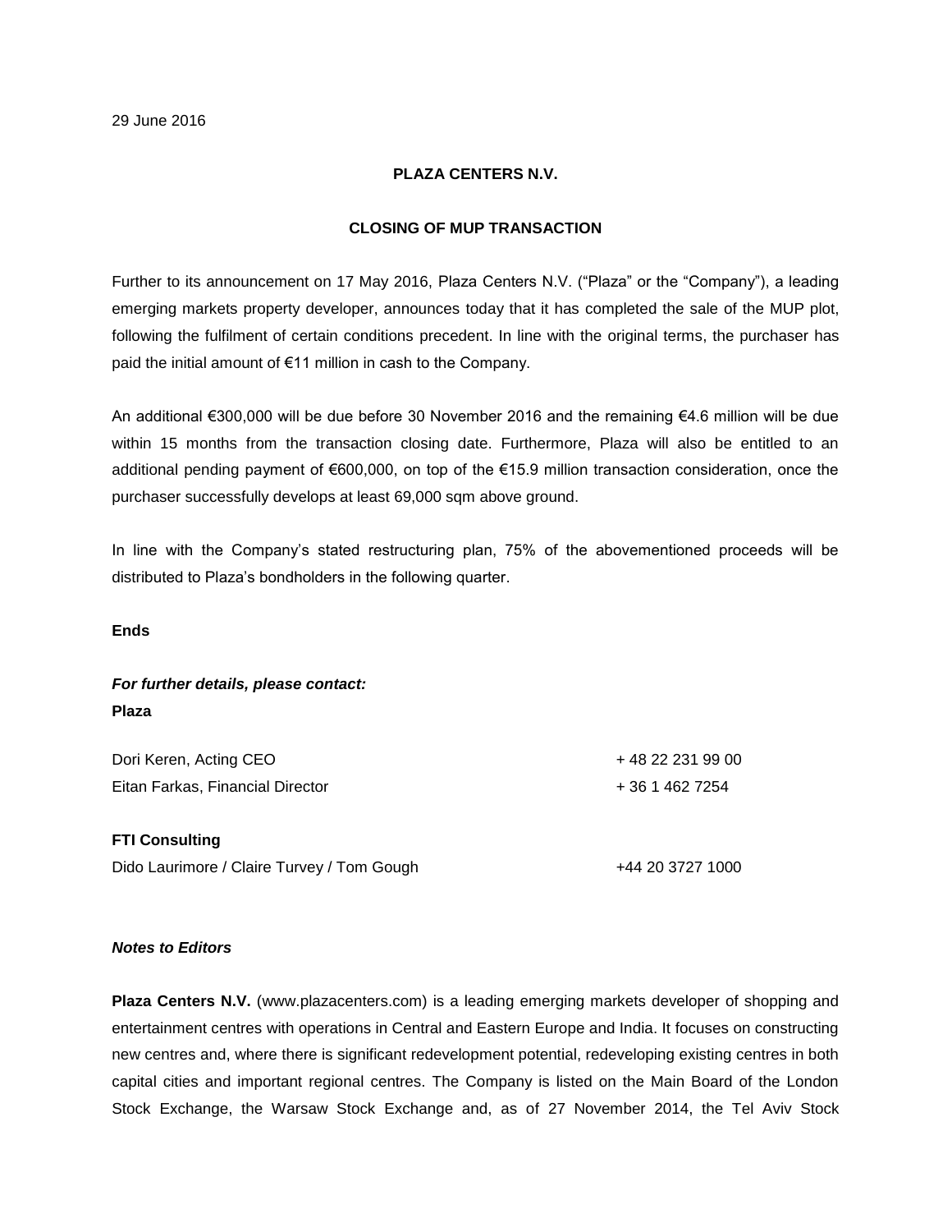29 June 2016

**PLAZA CENTERS N.V.**

**CLOSING OF MUP TRANSACTION**

Further to its announcement on 17 May 2016, Plaza Centers N.V. ("Plaza" or the "Company"), a leading emerging markets property developer, announces today that it has completed the sale of the MUP plot, following the fulfilment of certain conditions precedent. In line with the original terms, the purchaser has paid the initial amount of €11 million in cash to the Company.

An additional €300,000 will be due before 30 November 2016 and the remaining €4.6 million will be due within 15 months from the transaction closing date. Furthermore, Plaza will also be entitled to an additional pending payment of €600,000, on top of the €15.9 million transaction consideration, once the purchaser successfully develops at least 69,000 sqm above ground.

In line with the Company's stated restructuring plan, 75% of the abovementioned proceeds will be distributed to Plaza's bondholders in the following quarter.

**Ends**

***For further details, please contact:***

**Plaza**

| | |
|---|---|
| Dori Keren, Acting CEO | + 48 22 231 99 00 |
| Eitan Farkas, Financial Director | + 36 1 462 7254 |

**FTI Consulting**

| | |
|---|---|
| Dido Laurimore / Claire Turvey / Tom Gough | +44 20 3727 1000 |

***Notes to Editors***

**Plaza Centers N.V.** (www.plazacenters.com) is a leading emerging markets developer of shopping and entertainment centres with operations in Central and Eastern Europe and India. It focuses on constructing new centres and, where there is significant redevelopment potential, redeveloping existing centres in both capital cities and important regional centres. The Company is listed on the Main Board of the London Stock Exchange, the Warsaw Stock Exchange and, as of 27 November 2014, the Tel Aviv Stock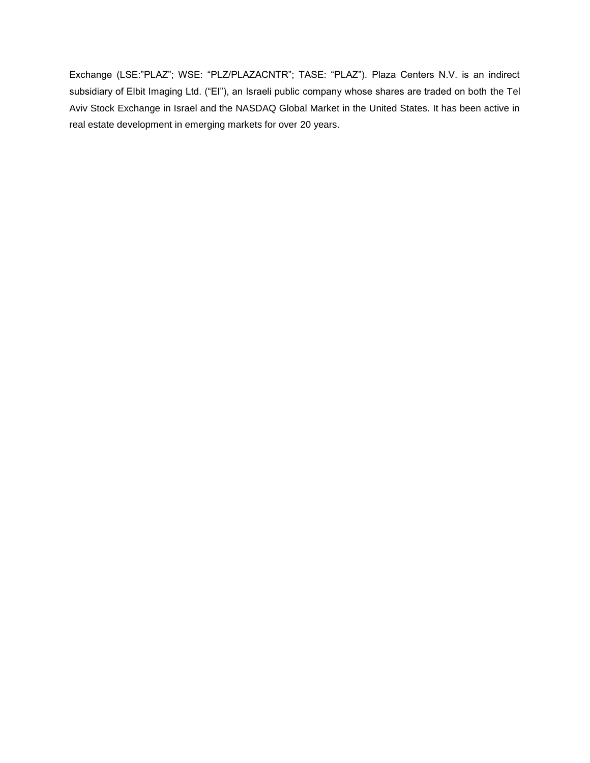Exchange (LSE:"PLAZ"; WSE: "PLZ/PLAZACNTR"; TASE: "PLAZ"). Plaza Centers N.V. is an indirect subsidiary of Elbit Imaging Ltd. ("EI"), an Israeli public company whose shares are traded on both the Tel Aviv Stock Exchange in Israel and the NASDAQ Global Market in the United States. It has been active in real estate development in emerging markets for over 20 years.